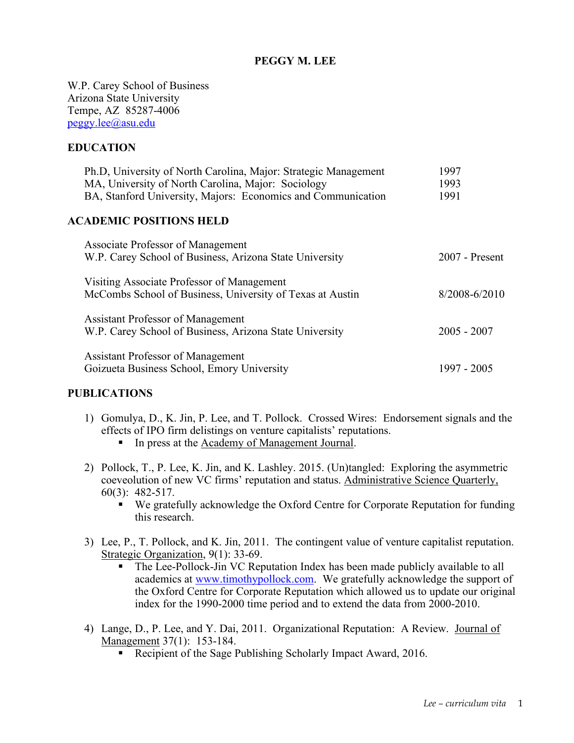# PEGGY M. LEE

W.P. Carey School of Business
Arizona State University
Tempe, AZ 85287-4006
peggy.lee@asu.edu

## EDUCATION

| | |
|---|---|
| Ph.D, University of North Carolina, Major: Strategic Management | 1997 |
| MA, University of North Carolina, Major: Sociology | 1993 |
| BA, Stanford University, Majors: Economics and Communication | 1991 |

## ACADEMIC POSITIONS HELD

| | |
|---|---|
| Associate Professor of Management<br>W.P. Carey School of Business, Arizona State University | 2007 - Present |
| Visiting Associate Professor of Management<br>McCombs School of Business, University of Texas at Austin | 8/2008-6/2010 |
| Assistant Professor of Management<br>W.P. Carey School of Business, Arizona State University | 2005 - 2007 |
| Assistant Professor of Management<br>Goizueta Business School, Emory University | 1997 - 2005 |

## PUBLICATIONS

1) Gomulya, D., K. Jin, P. Lee, and T. Pollock. Crossed Wires: Endorsement signals and the effects of IPO firm delistings on venture capitalists' reputations.
   - In press at the Academy of Management Journal.

2) Pollock, T., P. Lee, K. Jin, and K. Lashley. 2015. (Un)tangled: Exploring the asymmetric coeveolution of new VC firms' reputation and status. Administrative Science Quarterly, 60(3): 482-517.
   - We gratefully acknowledge the Oxford Centre for Corporate Reputation for funding this research.

3) Lee, P., T. Pollock, and K. Jin, 2011. The contingent value of venture capitalist reputation. Strategic Organization, 9(1): 33-69.
   - The Lee-Pollock-Jin VC Reputation Index has been made publicly available to all academics at www.timothypollock.com. We gratefully acknowledge the support of the Oxford Centre for Corporate Reputation which allowed us to update our original index for the 1990-2000 time period and to extend the data from 2000-2010.

4) Lange, D., P. Lee, and Y. Dai, 2011. Organizational Reputation: A Review. Journal of Management 37(1): 153-184.
   - Recipient of the Sage Publishing Scholarly Impact Award, 2016.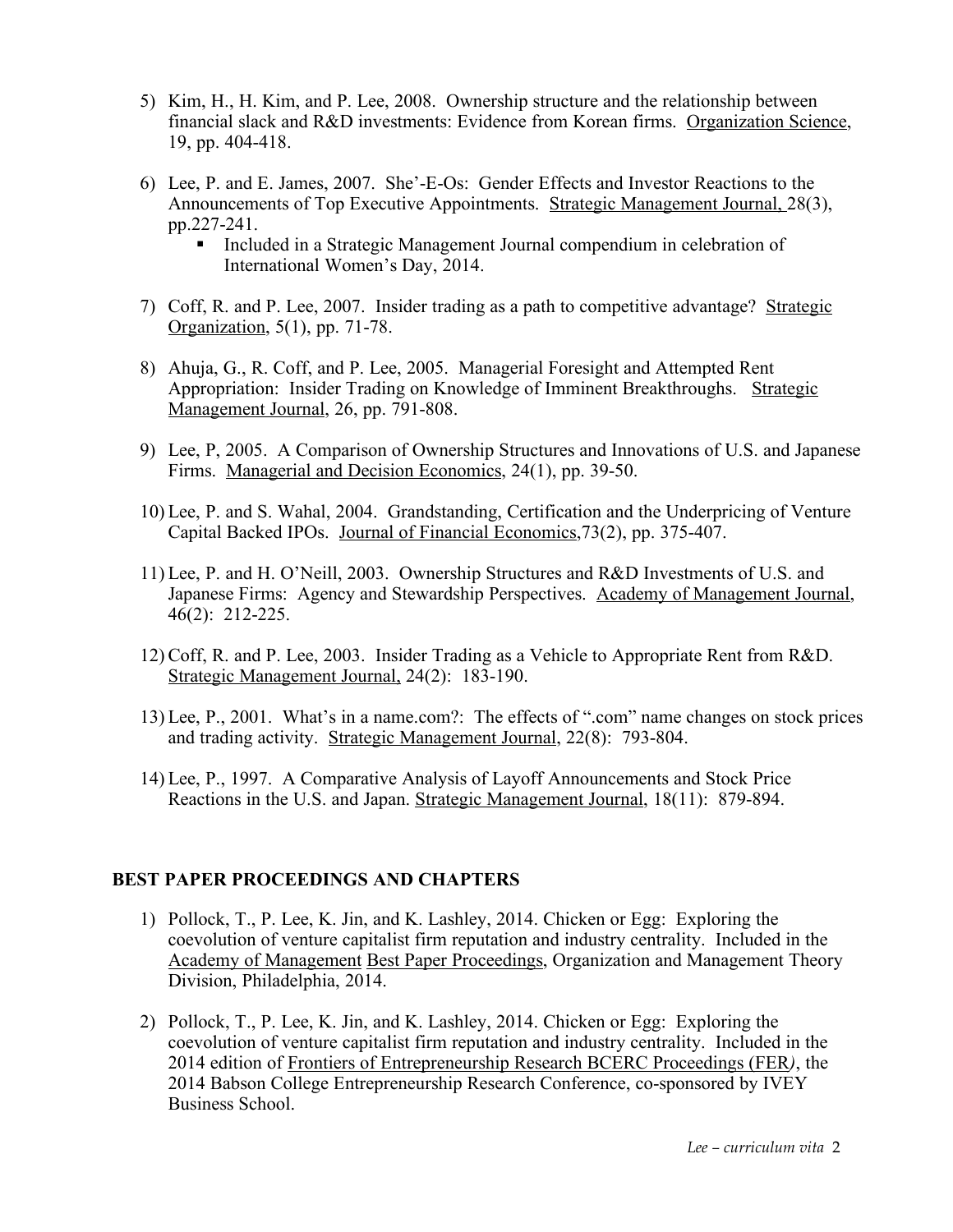5) Kim, H., H. Kim, and P. Lee, 2008. Ownership structure and the relationship between financial slack and R&D investments: Evidence from Korean firms. Organization Science, 19, pp. 404-418.

6) Lee, P. and E. James, 2007. She'-E-Os: Gender Effects and Investor Reactions to the Announcements of Top Executive Appointments. Strategic Management Journal, 28(3), pp.227-241.
   - Included in a Strategic Management Journal compendium in celebration of International Women's Day, 2014.

7) Coff, R. and P. Lee, 2007. Insider trading as a path to competitive advantage? Strategic Organization, 5(1), pp. 71-78.

8) Ahuja, G., R. Coff, and P. Lee, 2005. Managerial Foresight and Attempted Rent Appropriation: Insider Trading on Knowledge of Imminent Breakthroughs. Strategic Management Journal, 26, pp. 791-808.

9) Lee, P, 2005. A Comparison of Ownership Structures and Innovations of U.S. and Japanese Firms. Managerial and Decision Economics, 24(1), pp. 39-50.

10) Lee, P. and S. Wahal, 2004. Grandstanding, Certification and the Underpricing of Venture Capital Backed IPOs. Journal of Financial Economics,73(2), pp. 375-407.

11) Lee, P. and H. O'Neill, 2003. Ownership Structures and R&D Investments of U.S. and Japanese Firms: Agency and Stewardship Perspectives. Academy of Management Journal, 46(2): 212-225.

12) Coff, R. and P. Lee, 2003. Insider Trading as a Vehicle to Appropriate Rent from R&D. Strategic Management Journal, 24(2): 183-190.

13) Lee, P., 2001. What's in a name.com?: The effects of ".com" name changes on stock prices and trading activity. Strategic Management Journal, 22(8): 793-804.

14) Lee, P., 1997. A Comparative Analysis of Layoff Announcements and Stock Price Reactions in the U.S. and Japan. Strategic Management Journal, 18(11): 879-894.

## BEST PAPER PROCEEDINGS AND CHAPTERS

1) Pollock, T., P. Lee, K. Jin, and K. Lashley, 2014. Chicken or Egg: Exploring the coevolution of venture capitalist firm reputation and industry centrality. Included in the Academy of Management Best Paper Proceedings, Organization and Management Theory Division, Philadelphia, 2014.

2) Pollock, T., P. Lee, K. Jin, and K. Lashley, 2014. Chicken or Egg: Exploring the coevolution of venture capitalist firm reputation and industry centrality. Included in the 2014 edition of Frontiers of Entrepreneurship Research BCERC Proceedings (FER*)*, the 2014 Babson College Entrepreneurship Research Conference, co-sponsored by IVEY Business School.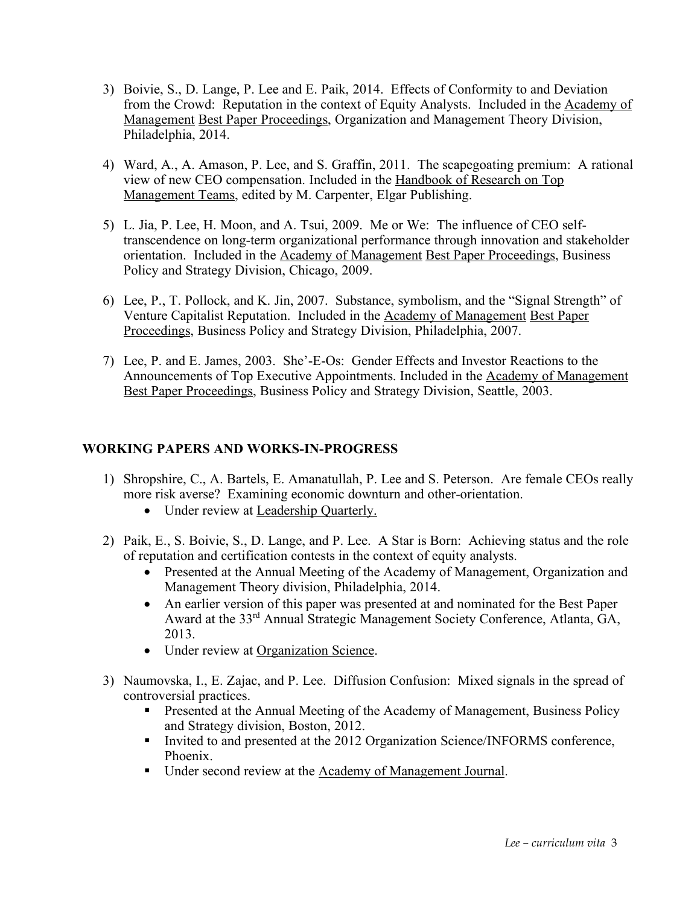3) Boivie, S., D. Lange, P. Lee and E. Paik, 2014. Effects of Conformity to and Deviation from the Crowd: Reputation in the context of Equity Analysts. Included in the Academy of Management Best Paper Proceedings, Organization and Management Theory Division, Philadelphia, 2014.

4) Ward, A., A. Amason, P. Lee, and S. Graffin, 2011. The scapegoating premium: A rational view of new CEO compensation. Included in the Handbook of Research on Top Management Teams, edited by M. Carpenter, Elgar Publishing.

5) L. Jia, P. Lee, H. Moon, and A. Tsui, 2009. Me or We: The influence of CEO self-transcendence on long-term organizational performance through innovation and stakeholder orientation. Included in the Academy of Management Best Paper Proceedings, Business Policy and Strategy Division, Chicago, 2009.

6) Lee, P., T. Pollock, and K. Jin, 2007. Substance, symbolism, and the "Signal Strength" of Venture Capitalist Reputation. Included in the Academy of Management Best Paper Proceedings, Business Policy and Strategy Division, Philadelphia, 2007.

7) Lee, P. and E. James, 2003. She'-E-Os: Gender Effects and Investor Reactions to the Announcements of Top Executive Appointments. Included in the Academy of Management Best Paper Proceedings, Business Policy and Strategy Division, Seattle, 2003.

## WORKING PAPERS AND WORKS-IN-PROGRESS

1) Shropshire, C., A. Bartels, E. Amanatullah, P. Lee and S. Peterson. Are female CEOs really more risk averse? Examining economic downturn and other-orientation.
   - Under review at Leadership Quarterly.

2) Paik, E., S. Boivie, S., D. Lange, and P. Lee. A Star is Born: Achieving status and the role of reputation and certification contests in the context of equity analysts.
   - Presented at the Annual Meeting of the Academy of Management, Organization and Management Theory division, Philadelphia, 2014.
   - An earlier version of this paper was presented at and nominated for the Best Paper Award at the 33rd Annual Strategic Management Society Conference, Atlanta, GA, 2013.
   - Under review at Organization Science.

3) Naumovska, I., E. Zajac, and P. Lee. Diffusion Confusion: Mixed signals in the spread of controversial practices.
   - Presented at the Annual Meeting of the Academy of Management, Business Policy and Strategy division, Boston, 2012.
   - Invited to and presented at the 2012 Organization Science/INFORMS conference, Phoenix.
   - Under second review at the Academy of Management Journal.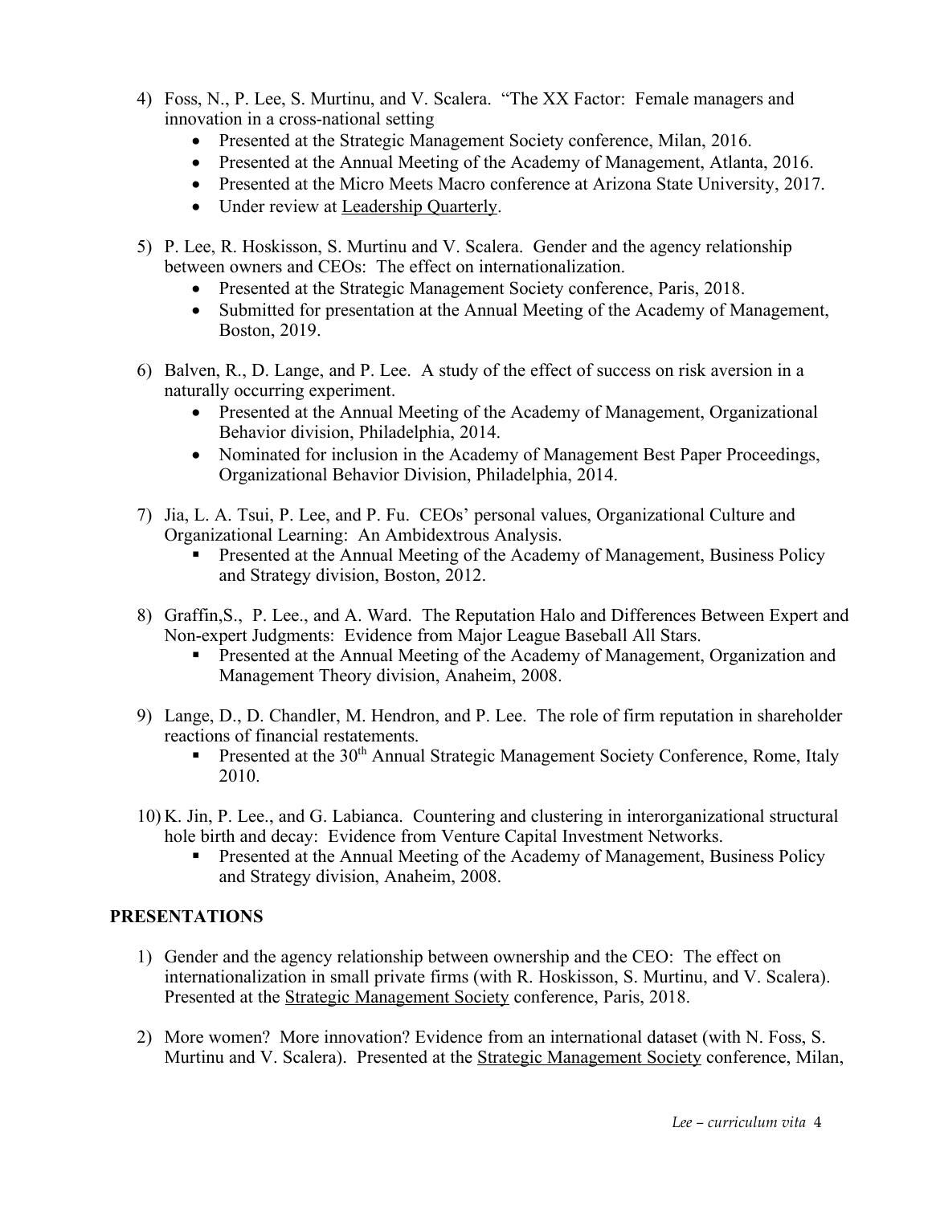4) Foss, N., P. Lee, S. Murtinu, and V. Scalera. "The XX Factor: Female managers and innovation in a cross-national setting
   - Presented at the Strategic Management Society conference, Milan, 2016.
   - Presented at the Annual Meeting of the Academy of Management, Atlanta, 2016.
   - Presented at the Micro Meets Macro conference at Arizona State University, 2017.
   - Under review at Leadership Quarterly.

5) P. Lee, R. Hoskisson, S. Murtinu and V. Scalera. Gender and the agency relationship between owners and CEOs: The effect on internationalization.
   - Presented at the Strategic Management Society conference, Paris, 2018.
   - Submitted for presentation at the Annual Meeting of the Academy of Management, Boston, 2019.

6) Balven, R., D. Lange, and P. Lee. A study of the effect of success on risk aversion in a naturally occurring experiment.
   - Presented at the Annual Meeting of the Academy of Management, Organizational Behavior division, Philadelphia, 2014.
   - Nominated for inclusion in the Academy of Management Best Paper Proceedings, Organizational Behavior Division, Philadelphia, 2014.

7) Jia, L. A. Tsui, P. Lee, and P. Fu. CEOs' personal values, Organizational Culture and Organizational Learning: An Ambidextrous Analysis.
   - Presented at the Annual Meeting of the Academy of Management, Business Policy and Strategy division, Boston, 2012.

8) Graffin,S., P. Lee., and A. Ward. The Reputation Halo and Differences Between Expert and Non-expert Judgments: Evidence from Major League Baseball All Stars.
   - Presented at the Annual Meeting of the Academy of Management, Organization and Management Theory division, Anaheim, 2008.

9) Lange, D., D. Chandler, M. Hendron, and P. Lee. The role of firm reputation in shareholder reactions of financial restatements.
   - Presented at the 30th Annual Strategic Management Society Conference, Rome, Italy 2010.

10) K. Jin, P. Lee., and G. Labianca. Countering and clustering in interorganizational structural hole birth and decay: Evidence from Venture Capital Investment Networks.
    - Presented at the Annual Meeting of the Academy of Management, Business Policy and Strategy division, Anaheim, 2008.

**PRESENTATIONS**

1) Gender and the agency relationship between ownership and the CEO: The effect on internationalization in small private firms (with R. Hoskisson, S. Murtinu, and V. Scalera). Presented at the Strategic Management Society conference, Paris, 2018.

2) More women? More innovation? Evidence from an international dataset (with N. Foss, S. Murtinu and V. Scalera). Presented at the Strategic Management Society conference, Milan,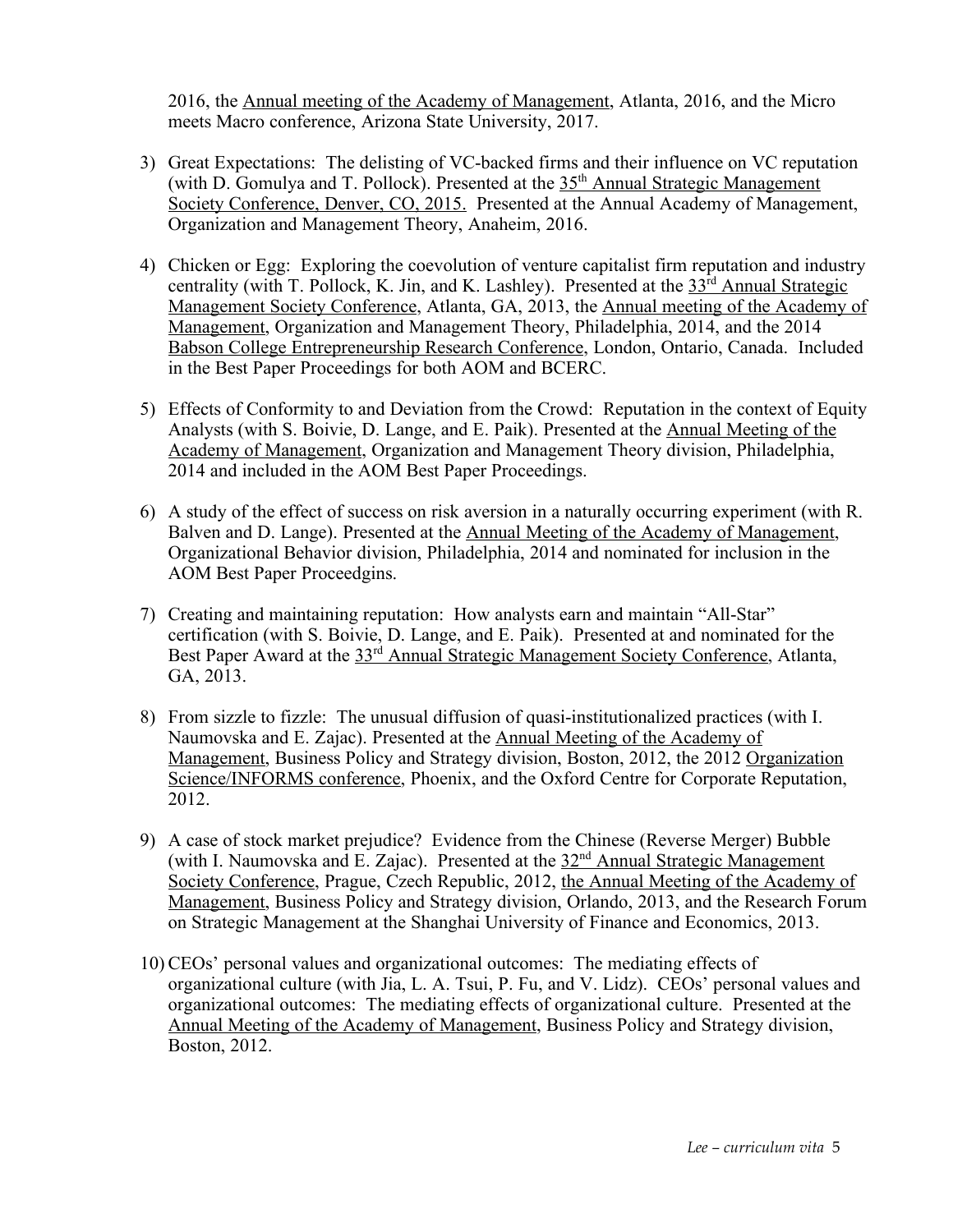2016, the Annual meeting of the Academy of Management, Atlanta, 2016, and the Micro meets Macro conference, Arizona State University, 2017.

3) Great Expectations: The delisting of VC-backed firms and their influence on VC reputation (with D. Gomulya and T. Pollock). Presented at the 35th Annual Strategic Management Society Conference, Denver, CO, 2015. Presented at the Annual Academy of Management, Organization and Management Theory, Anaheim, 2016.

4) Chicken or Egg: Exploring the coevolution of venture capitalist firm reputation and industry centrality (with T. Pollock, K. Jin, and K. Lashley). Presented at the 33rd Annual Strategic Management Society Conference, Atlanta, GA, 2013, the Annual meeting of the Academy of Management, Organization and Management Theory, Philadelphia, 2014, and the 2014 Babson College Entrepreneurship Research Conference, London, Ontario, Canada. Included in the Best Paper Proceedings for both AOM and BCERC.

5) Effects of Conformity to and Deviation from the Crowd: Reputation in the context of Equity Analysts (with S. Boivie, D. Lange, and E. Paik). Presented at the Annual Meeting of the Academy of Management, Organization and Management Theory division, Philadelphia, 2014 and included in the AOM Best Paper Proceedings.

6) A study of the effect of success on risk aversion in a naturally occurring experiment (with R. Balven and D. Lange). Presented at the Annual Meeting of the Academy of Management, Organizational Behavior division, Philadelphia, 2014 and nominated for inclusion in the AOM Best Paper Proceedgins.

7) Creating and maintaining reputation: How analysts earn and maintain "All-Star" certification (with S. Boivie, D. Lange, and E. Paik). Presented at and nominated for the Best Paper Award at the 33rd Annual Strategic Management Society Conference, Atlanta, GA, 2013.

8) From sizzle to fizzle: The unusual diffusion of quasi-institutionalized practices (with I. Naumovska and E. Zajac). Presented at the Annual Meeting of the Academy of Management, Business Policy and Strategy division, Boston, 2012, the 2012 Organization Science/INFORMS conference, Phoenix, and the Oxford Centre for Corporate Reputation, 2012.

9) A case of stock market prejudice? Evidence from the Chinese (Reverse Merger) Bubble (with I. Naumovska and E. Zajac). Presented at the 32nd Annual Strategic Management Society Conference, Prague, Czech Republic, 2012, the Annual Meeting of the Academy of Management, Business Policy and Strategy division, Orlando, 2013, and the Research Forum on Strategic Management at the Shanghai University of Finance and Economics, 2013.

10) CEOs' personal values and organizational outcomes: The mediating effects of organizational culture (with Jia, L. A. Tsui, P. Fu, and V. Lidz). CEOs' personal values and organizational outcomes: The mediating effects of organizational culture. Presented at the Annual Meeting of the Academy of Management, Business Policy and Strategy division, Boston, 2012.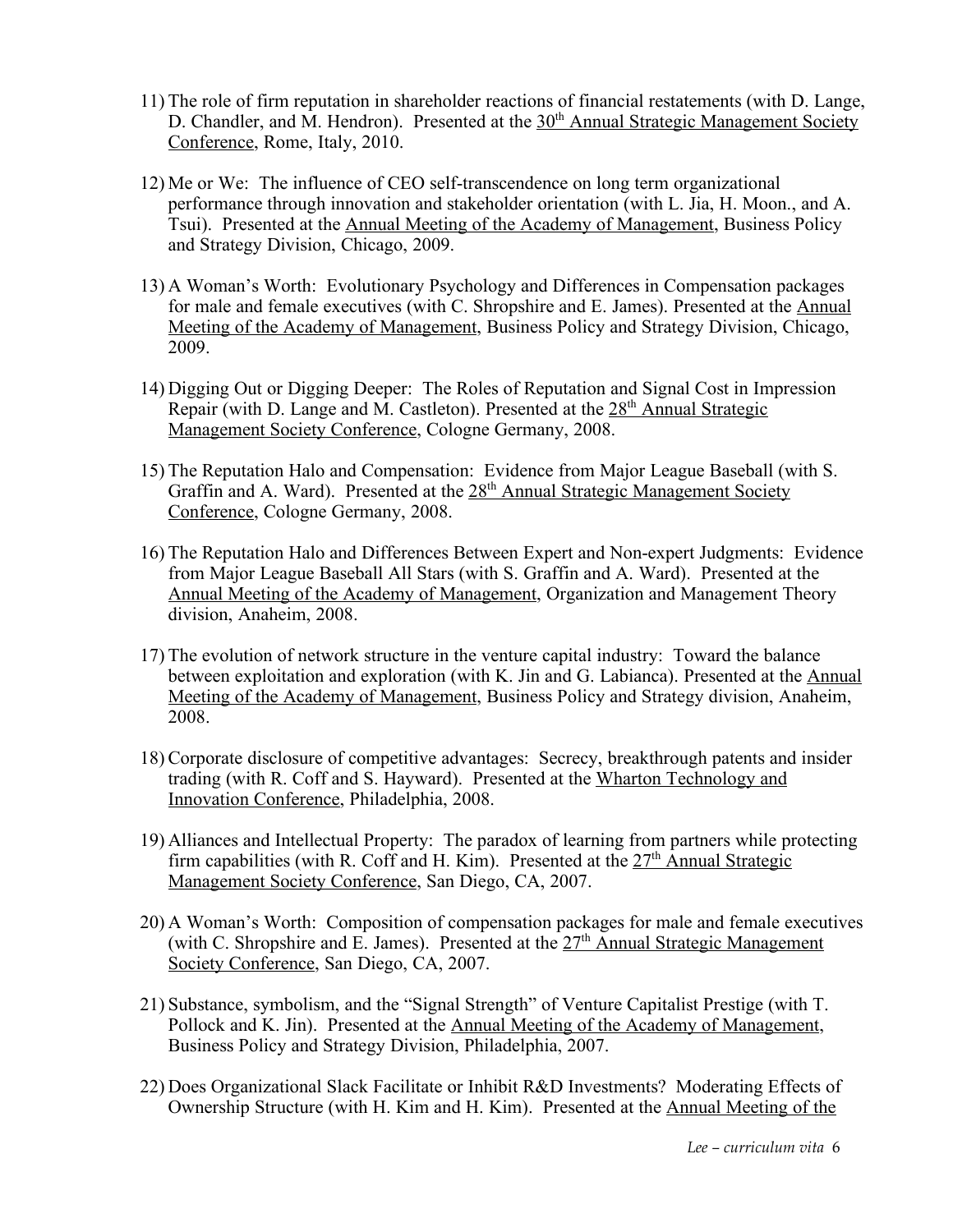11) The role of firm reputation in shareholder reactions of financial restatements (with D. Lange, D. Chandler, and M. Hendron). Presented at the 30th Annual Strategic Management Society Conference, Rome, Italy, 2010.

12) Me or We: The influence of CEO self-transcendence on long term organizational performance through innovation and stakeholder orientation (with L. Jia, H. Moon., and A. Tsui). Presented at the Annual Meeting of the Academy of Management, Business Policy and Strategy Division, Chicago, 2009.

13) A Woman's Worth: Evolutionary Psychology and Differences in Compensation packages for male and female executives (with C. Shropshire and E. James). Presented at the Annual Meeting of the Academy of Management, Business Policy and Strategy Division, Chicago, 2009.

14) Digging Out or Digging Deeper: The Roles of Reputation and Signal Cost in Impression Repair (with D. Lange and M. Castleton). Presented at the 28th Annual Strategic Management Society Conference, Cologne Germany, 2008.

15) The Reputation Halo and Compensation: Evidence from Major League Baseball (with S. Graffin and A. Ward). Presented at the 28th Annual Strategic Management Society Conference, Cologne Germany, 2008.

16) The Reputation Halo and Differences Between Expert and Non-expert Judgments: Evidence from Major League Baseball All Stars (with S. Graffin and A. Ward). Presented at the Annual Meeting of the Academy of Management, Organization and Management Theory division, Anaheim, 2008.

17) The evolution of network structure in the venture capital industry: Toward the balance between exploitation and exploration (with K. Jin and G. Labianca). Presented at the Annual Meeting of the Academy of Management, Business Policy and Strategy division, Anaheim, 2008.

18) Corporate disclosure of competitive advantages: Secrecy, breakthrough patents and insider trading (with R. Coff and S. Hayward). Presented at the Wharton Technology and Innovation Conference, Philadelphia, 2008.

19) Alliances and Intellectual Property: The paradox of learning from partners while protecting firm capabilities (with R. Coff and H. Kim). Presented at the 27th Annual Strategic Management Society Conference, San Diego, CA, 2007.

20) A Woman's Worth: Composition of compensation packages for male and female executives (with C. Shropshire and E. James). Presented at the 27th Annual Strategic Management Society Conference, San Diego, CA, 2007.

21) Substance, symbolism, and the "Signal Strength" of Venture Capitalist Prestige (with T. Pollock and K. Jin). Presented at the Annual Meeting of the Academy of Management, Business Policy and Strategy Division, Philadelphia, 2007.

22) Does Organizational Slack Facilitate or Inhibit R&D Investments? Moderating Effects of Ownership Structure (with H. Kim and H. Kim). Presented at the Annual Meeting of the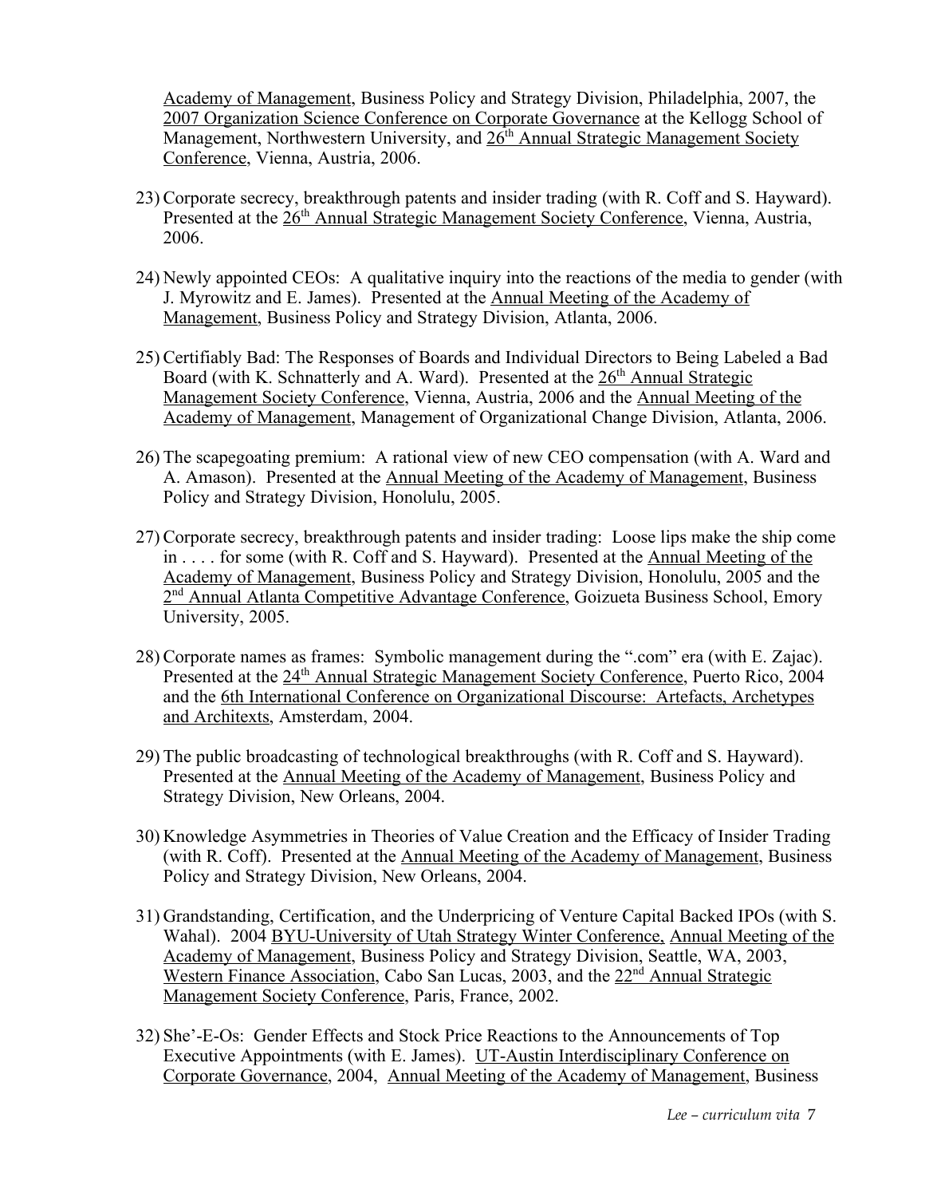Academy of Management, Business Policy and Strategy Division, Philadelphia, 2007, the 2007 Organization Science Conference on Corporate Governance at the Kellogg School of Management, Northwestern University, and 26th Annual Strategic Management Society Conference, Vienna, Austria, 2006.

23) Corporate secrecy, breakthrough patents and insider trading (with R. Coff and S. Hayward). Presented at the 26th Annual Strategic Management Society Conference, Vienna, Austria, 2006.

24) Newly appointed CEOs: A qualitative inquiry into the reactions of the media to gender (with J. Myrowitz and E. James). Presented at the Annual Meeting of the Academy of Management, Business Policy and Strategy Division, Atlanta, 2006.

25) Certifiably Bad: The Responses of Boards and Individual Directors to Being Labeled a Bad Board (with K. Schnatterly and A. Ward). Presented at the 26th Annual Strategic Management Society Conference, Vienna, Austria, 2006 and the Annual Meeting of the Academy of Management, Management of Organizational Change Division, Atlanta, 2006.

26) The scapegoating premium: A rational view of new CEO compensation (with A. Ward and A. Amason). Presented at the Annual Meeting of the Academy of Management, Business Policy and Strategy Division, Honolulu, 2005.

27) Corporate secrecy, breakthrough patents and insider trading: Loose lips make the ship come in . . . . for some (with R. Coff and S. Hayward). Presented at the Annual Meeting of the Academy of Management, Business Policy and Strategy Division, Honolulu, 2005 and the 2nd Annual Atlanta Competitive Advantage Conference, Goizueta Business School, Emory University, 2005.

28) Corporate names as frames: Symbolic management during the ".com" era (with E. Zajac). Presented at the 24th Annual Strategic Management Society Conference, Puerto Rico, 2004 and the 6th International Conference on Organizational Discourse: Artefacts, Archetypes and Architexts, Amsterdam, 2004.

29) The public broadcasting of technological breakthroughs (with R. Coff and S. Hayward). Presented at the Annual Meeting of the Academy of Management, Business Policy and Strategy Division, New Orleans, 2004.

30) Knowledge Asymmetries in Theories of Value Creation and the Efficacy of Insider Trading (with R. Coff). Presented at the Annual Meeting of the Academy of Management, Business Policy and Strategy Division, New Orleans, 2004.

31) Grandstanding, Certification, and the Underpricing of Venture Capital Backed IPOs (with S. Wahal). 2004 BYU-University of Utah Strategy Winter Conference, Annual Meeting of the Academy of Management, Business Policy and Strategy Division, Seattle, WA, 2003, Western Finance Association, Cabo San Lucas, 2003, and the 22nd Annual Strategic Management Society Conference, Paris, France, 2002.

32) She'-E-Os: Gender Effects and Stock Price Reactions to the Announcements of Top Executive Appointments (with E. James). UT-Austin Interdisciplinary Conference on Corporate Governance, 2004, Annual Meeting of the Academy of Management, Business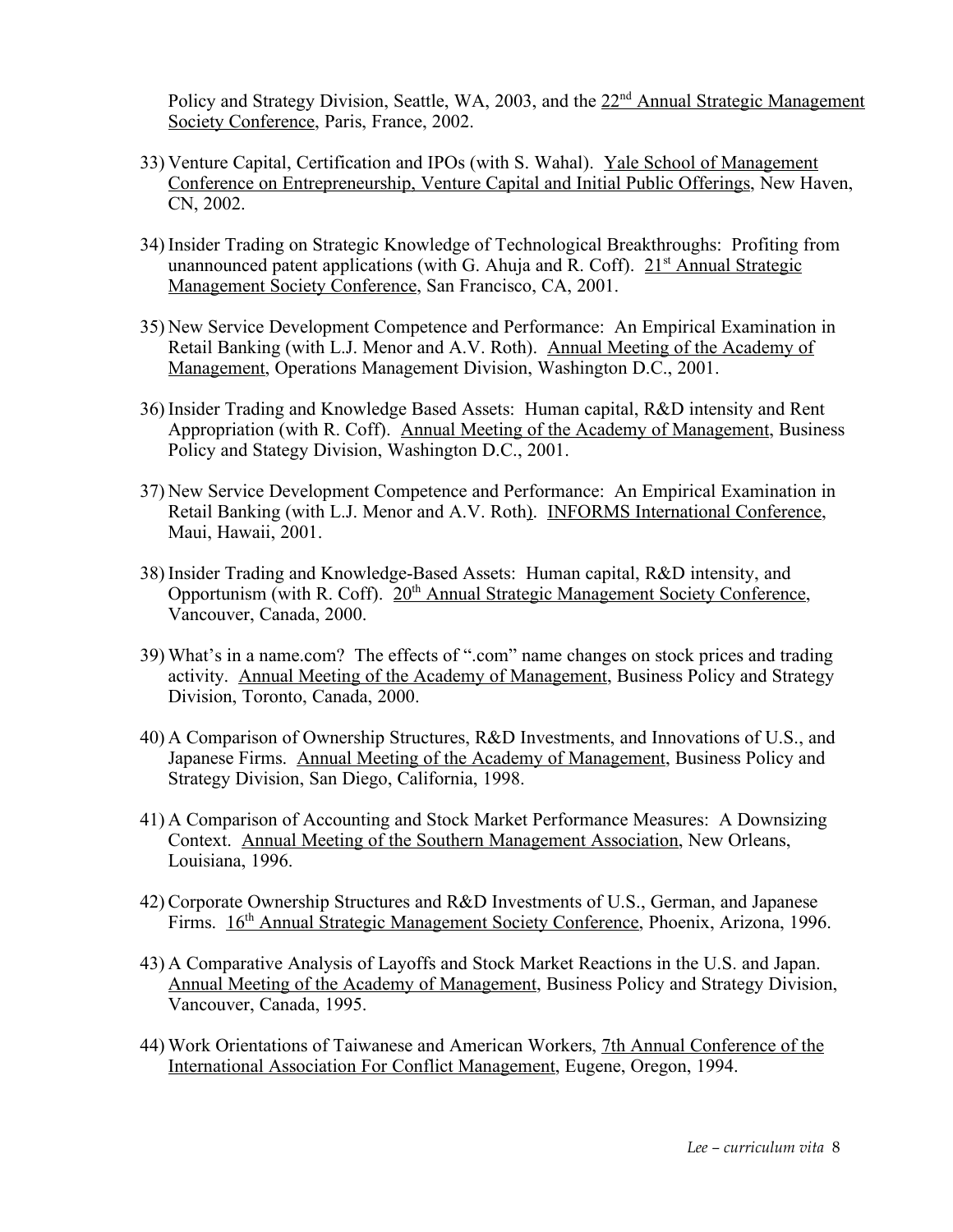Policy and Strategy Division, Seattle, WA, 2003, and the 22nd Annual Strategic Management Society Conference, Paris, France, 2002.

33) Venture Capital, Certification and IPOs (with S. Wahal). Yale School of Management Conference on Entrepreneurship, Venture Capital and Initial Public Offerings, New Haven, CN, 2002.

34) Insider Trading on Strategic Knowledge of Technological Breakthroughs: Profiting from unannounced patent applications (with G. Ahuja and R. Coff). 21st Annual Strategic Management Society Conference, San Francisco, CA, 2001.

35) New Service Development Competence and Performance: An Empirical Examination in Retail Banking (with L.J. Menor and A.V. Roth). Annual Meeting of the Academy of Management, Operations Management Division, Washington D.C., 2001.

36) Insider Trading and Knowledge Based Assets: Human capital, R&D intensity and Rent Appropriation (with R. Coff). Annual Meeting of the Academy of Management, Business Policy and Stategy Division, Washington D.C., 2001.

37) New Service Development Competence and Performance: An Empirical Examination in Retail Banking (with L.J. Menor and A.V. Roth). INFORMS International Conference, Maui, Hawaii, 2001.

38) Insider Trading and Knowledge-Based Assets: Human capital, R&D intensity, and Opportunism (with R. Coff). 20th Annual Strategic Management Society Conference, Vancouver, Canada, 2000.

39) What's in a name.com? The effects of ".com" name changes on stock prices and trading activity. Annual Meeting of the Academy of Management, Business Policy and Strategy Division, Toronto, Canada, 2000.

40) A Comparison of Ownership Structures, R&D Investments, and Innovations of U.S., and Japanese Firms. Annual Meeting of the Academy of Management, Business Policy and Strategy Division, San Diego, California, 1998.

41) A Comparison of Accounting and Stock Market Performance Measures: A Downsizing Context. Annual Meeting of the Southern Management Association, New Orleans, Louisiana, 1996.

42) Corporate Ownership Structures and R&D Investments of U.S., German, and Japanese Firms. 16th Annual Strategic Management Society Conference, Phoenix, Arizona, 1996.

43) A Comparative Analysis of Layoffs and Stock Market Reactions in the U.S. and Japan. Annual Meeting of the Academy of Management, Business Policy and Strategy Division, Vancouver, Canada, 1995.

44) Work Orientations of Taiwanese and American Workers, 7th Annual Conference of the International Association For Conflict Management, Eugene, Oregon, 1994.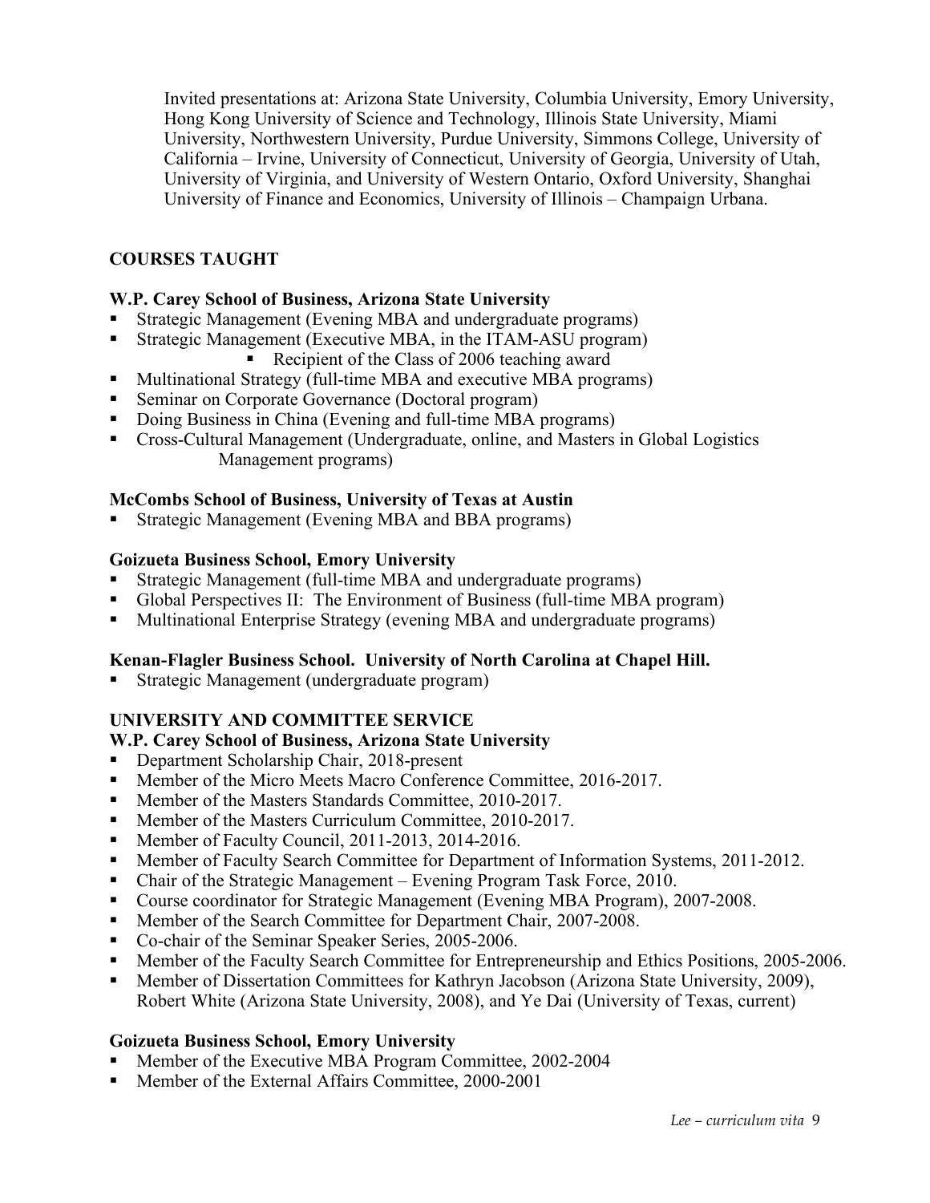Invited presentations at: Arizona State University, Columbia University, Emory University, Hong Kong University of Science and Technology, Illinois State University, Miami University, Northwestern University, Purdue University, Simmons College, University of California – Irvine, University of Connecticut, University of Georgia, University of Utah, University of Virginia, and University of Western Ontario, Oxford University, Shanghai University of Finance and Economics, University of Illinois – Champaign Urbana.

## COURSES TAUGHT

### W.P. Carey School of Business, Arizona State University

- Strategic Management (Evening MBA and undergraduate programs)
- Strategic Management (Executive MBA, in the ITAM-ASU program)
  - Recipient of the Class of 2006 teaching award
- Multinational Strategy (full-time MBA and executive MBA programs)
- Seminar on Corporate Governance (Doctoral program)
- Doing Business in China (Evening and full-time MBA programs)
- Cross-Cultural Management (Undergraduate, online, and Masters in Global Logistics Management programs)

### McCombs School of Business, University of Texas at Austin

- Strategic Management (Evening MBA and BBA programs)

### Goizueta Business School, Emory University

- Strategic Management (full-time MBA and undergraduate programs)
- Global Perspectives II: The Environment of Business (full-time MBA program)
- Multinational Enterprise Strategy (evening MBA and undergraduate programs)

### Kenan-Flagler Business School. University of North Carolina at Chapel Hill.

- Strategic Management (undergraduate program)

## UNIVERSITY AND COMMITTEE SERVICE

### W.P. Carey School of Business, Arizona State University

- Department Scholarship Chair, 2018-present
- Member of the Micro Meets Macro Conference Committee, 2016-2017.
- Member of the Masters Standards Committee, 2010-2017.
- Member of the Masters Curriculum Committee, 2010-2017.
- Member of Faculty Council, 2011-2013, 2014-2016.
- Member of Faculty Search Committee for Department of Information Systems, 2011-2012.
- Chair of the Strategic Management – Evening Program Task Force, 2010.
- Course coordinator for Strategic Management (Evening MBA Program), 2007-2008.
- Member of the Search Committee for Department Chair, 2007-2008.
- Co-chair of the Seminar Speaker Series, 2005-2006.
- Member of the Faculty Search Committee for Entrepreneurship and Ethics Positions, 2005-2006.
- Member of Dissertation Committees for Kathryn Jacobson (Arizona State University, 2009), Robert White (Arizona State University, 2008), and Ye Dai (University of Texas, current)

### Goizueta Business School, Emory University

- Member of the Executive MBA Program Committee, 2002-2004
- Member of the External Affairs Committee, 2000-2001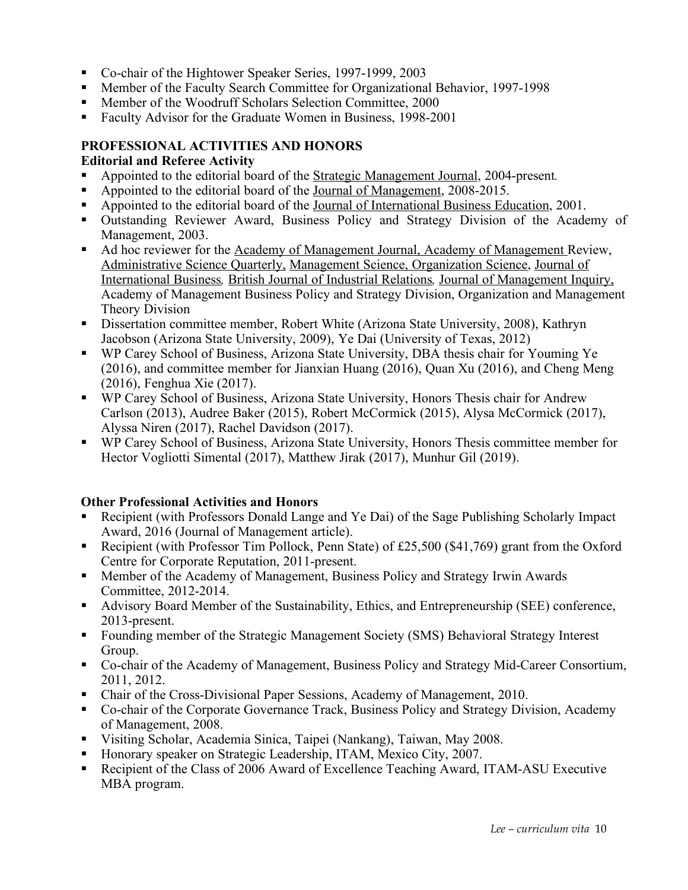- Co-chair of the Hightower Speaker Series, 1997-1999, 2003
- Member of the Faculty Search Committee for Organizational Behavior, 1997-1998
- Member of the Woodruff Scholars Selection Committee, 2000
- Faculty Advisor for the Graduate Women in Business, 1998-2001

## PROFESSIONAL ACTIVITIES AND HONORS

### Editorial and Referee Activity

- Appointed to the editorial board of the Strategic Management Journal, 2004-present.
- Appointed to the editorial board of the Journal of Management, 2008-2015.
- Appointed to the editorial board of the Journal of International Business Education, 2001.
- Outstanding Reviewer Award, Business Policy and Strategy Division of the Academy of Management, 2003.
- Ad hoc reviewer for the Academy of Management Journal, Academy of Management Review, Administrative Science Quarterly, Management Science, Organization Science, Journal of International Business, British Journal of Industrial Relations, Journal of Management Inquiry, Academy of Management Business Policy and Strategy Division, Organization and Management Theory Division
- Dissertation committee member, Robert White (Arizona State University, 2008), Kathryn Jacobson (Arizona State University, 2009), Ye Dai (University of Texas, 2012)
- WP Carey School of Business, Arizona State University, DBA thesis chair for Youming Ye (2016), and committee member for Jianxian Huang (2016), Quan Xu (2016), and Cheng Meng (2016), Fenghua Xie (2017).
- WP Carey School of Business, Arizona State University, Honors Thesis chair for Andrew Carlson (2013), Audree Baker (2015), Robert McCormick (2015), Alysa McCormick (2017), Alyssa Niren (2017), Rachel Davidson (2017).
- WP Carey School of Business, Arizona State University, Honors Thesis committee member for Hector Vogliotti Simental (2017), Matthew Jirak (2017), Munhur Gil (2019).

### Other Professional Activities and Honors

- Recipient (with Professors Donald Lange and Ye Dai) of the Sage Publishing Scholarly Impact Award, 2016 (Journal of Management article).
- Recipient (with Professor Tim Pollock, Penn State) of £25,500 ($41,769) grant from the Oxford Centre for Corporate Reputation, 2011-present.
- Member of the Academy of Management, Business Policy and Strategy Irwin Awards Committee, 2012-2014.
- Advisory Board Member of the Sustainability, Ethics, and Entrepreneurship (SEE) conference, 2013-present.
- Founding member of the Strategic Management Society (SMS) Behavioral Strategy Interest Group.
- Co-chair of the Academy of Management, Business Policy and Strategy Mid-Career Consortium, 2011, 2012.
- Chair of the Cross-Divisional Paper Sessions, Academy of Management, 2010.
- Co-chair of the Corporate Governance Track, Business Policy and Strategy Division, Academy of Management, 2008.
- Visiting Scholar, Academia Sinica, Taipei (Nankang), Taiwan, May 2008.
- Honorary speaker on Strategic Leadership, ITAM, Mexico City, 2007.
- Recipient of the Class of 2006 Award of Excellence Teaching Award, ITAM-ASU Executive MBA program.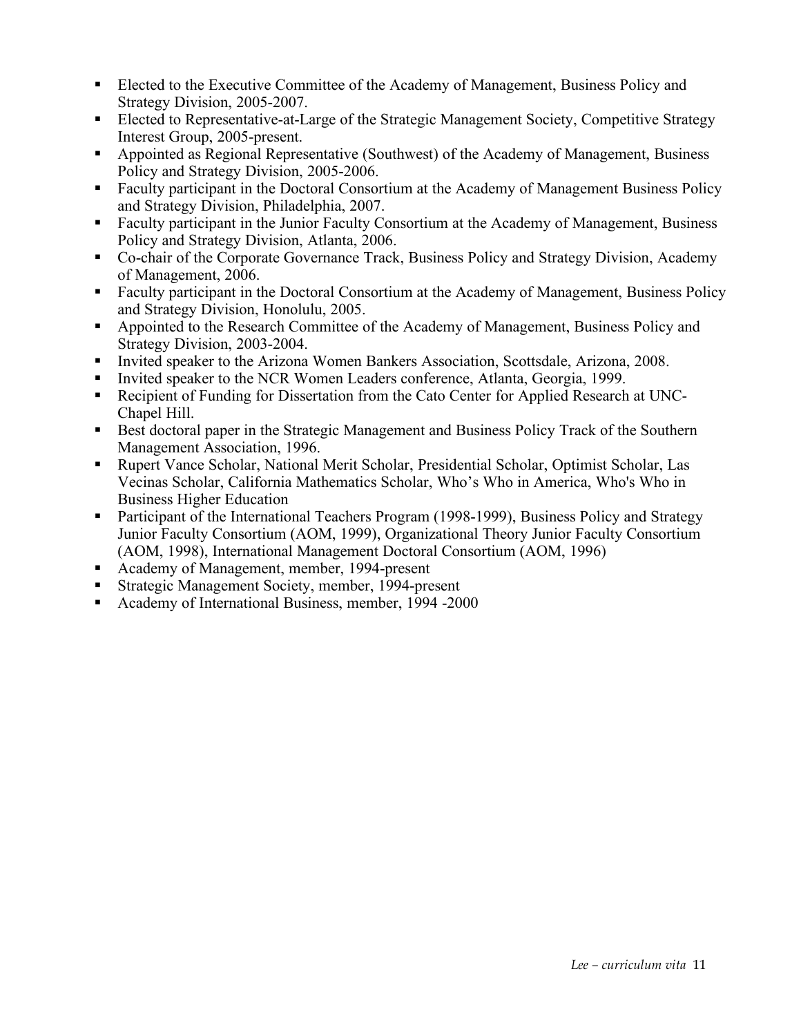- Elected to the Executive Committee of the Academy of Management, Business Policy and Strategy Division, 2005-2007.
- Elected to Representative-at-Large of the Strategic Management Society, Competitive Strategy Interest Group, 2005-present.
- Appointed as Regional Representative (Southwest) of the Academy of Management, Business Policy and Strategy Division, 2005-2006.
- Faculty participant in the Doctoral Consortium at the Academy of Management Business Policy and Strategy Division, Philadelphia, 2007.
- Faculty participant in the Junior Faculty Consortium at the Academy of Management, Business Policy and Strategy Division, Atlanta, 2006.
- Co-chair of the Corporate Governance Track, Business Policy and Strategy Division, Academy of Management, 2006.
- Faculty participant in the Doctoral Consortium at the Academy of Management, Business Policy and Strategy Division, Honolulu, 2005.
- Appointed to the Research Committee of the Academy of Management, Business Policy and Strategy Division, 2003-2004.
- Invited speaker to the Arizona Women Bankers Association, Scottsdale, Arizona, 2008.
- Invited speaker to the NCR Women Leaders conference, Atlanta, Georgia, 1999.
- Recipient of Funding for Dissertation from the Cato Center for Applied Research at UNC-Chapel Hill.
- Best doctoral paper in the Strategic Management and Business Policy Track of the Southern Management Association, 1996.
- Rupert Vance Scholar, National Merit Scholar, Presidential Scholar, Optimist Scholar, Las Vecinas Scholar, California Mathematics Scholar, Who's Who in America, Who's Who in Business Higher Education
- Participant of the International Teachers Program (1998-1999), Business Policy and Strategy Junior Faculty Consortium (AOM, 1999), Organizational Theory Junior Faculty Consortium (AOM, 1998), International Management Doctoral Consortium (AOM, 1996)
- Academy of Management, member, 1994-present
- Strategic Management Society, member, 1994-present
- Academy of International Business, member, 1994 -2000